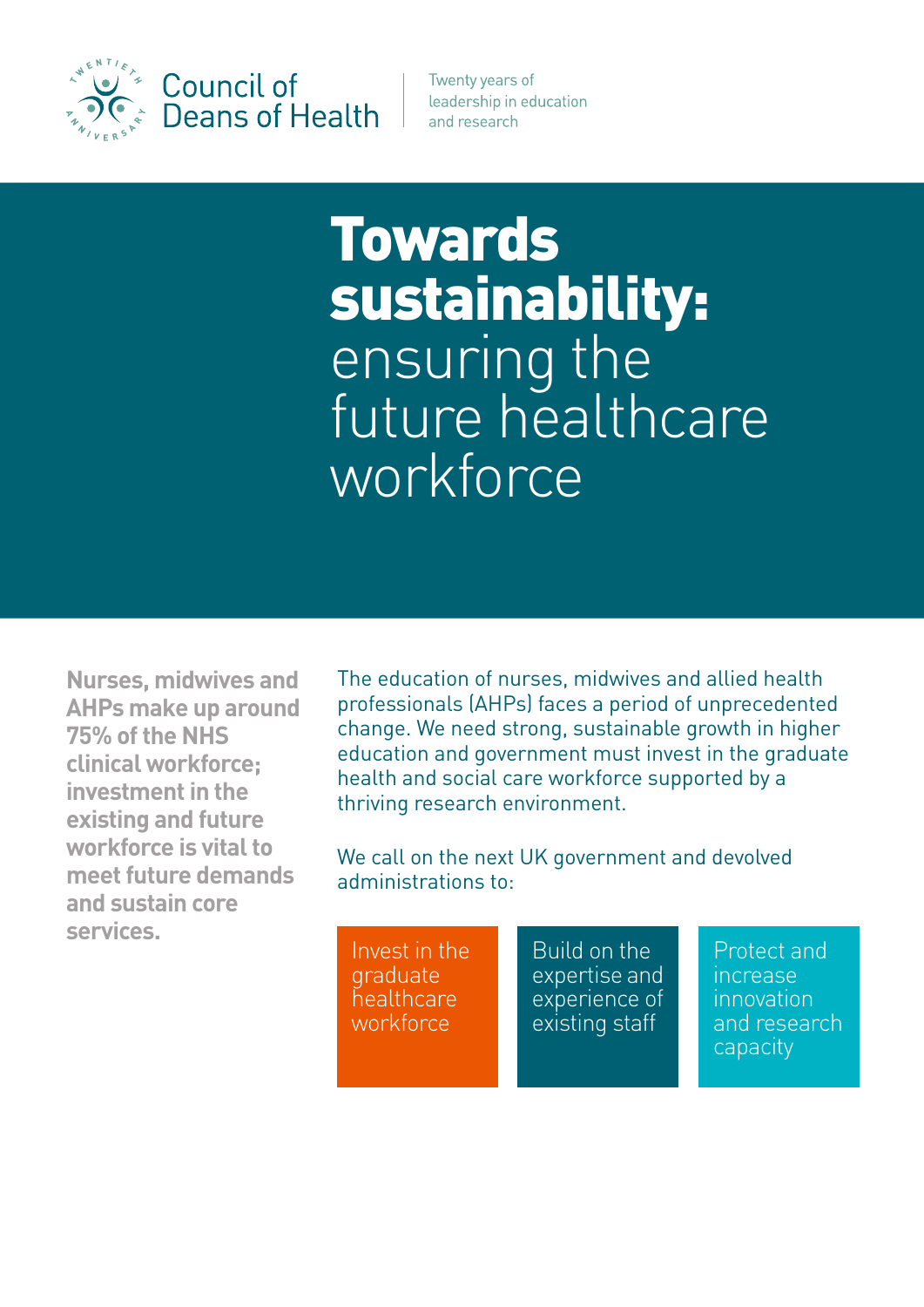Council of Deans of Health

Twenty years of leadership in education and research

# **Towards sustainability:** ensuring the future healthcare workforce

**Nurses, midwives and AHPs make up around 75% of the NHS clinical workforce; investment in the existing and future workforce is vital to meet future demands and sustain core services.**

The education of nurses, midwives and allied health professionals (AHPs) faces a period of unprecedented change. We need strong, sustainable growth in higher education and government must invest in the graduate health and social care workforce supported by a thriving research environment.

We call on the next UK government and devolved administrations to:

- Invest in the graduate healthcare workforce
- Build on the expertise and experience of existing staff
- Protect and increase innovation and research capacity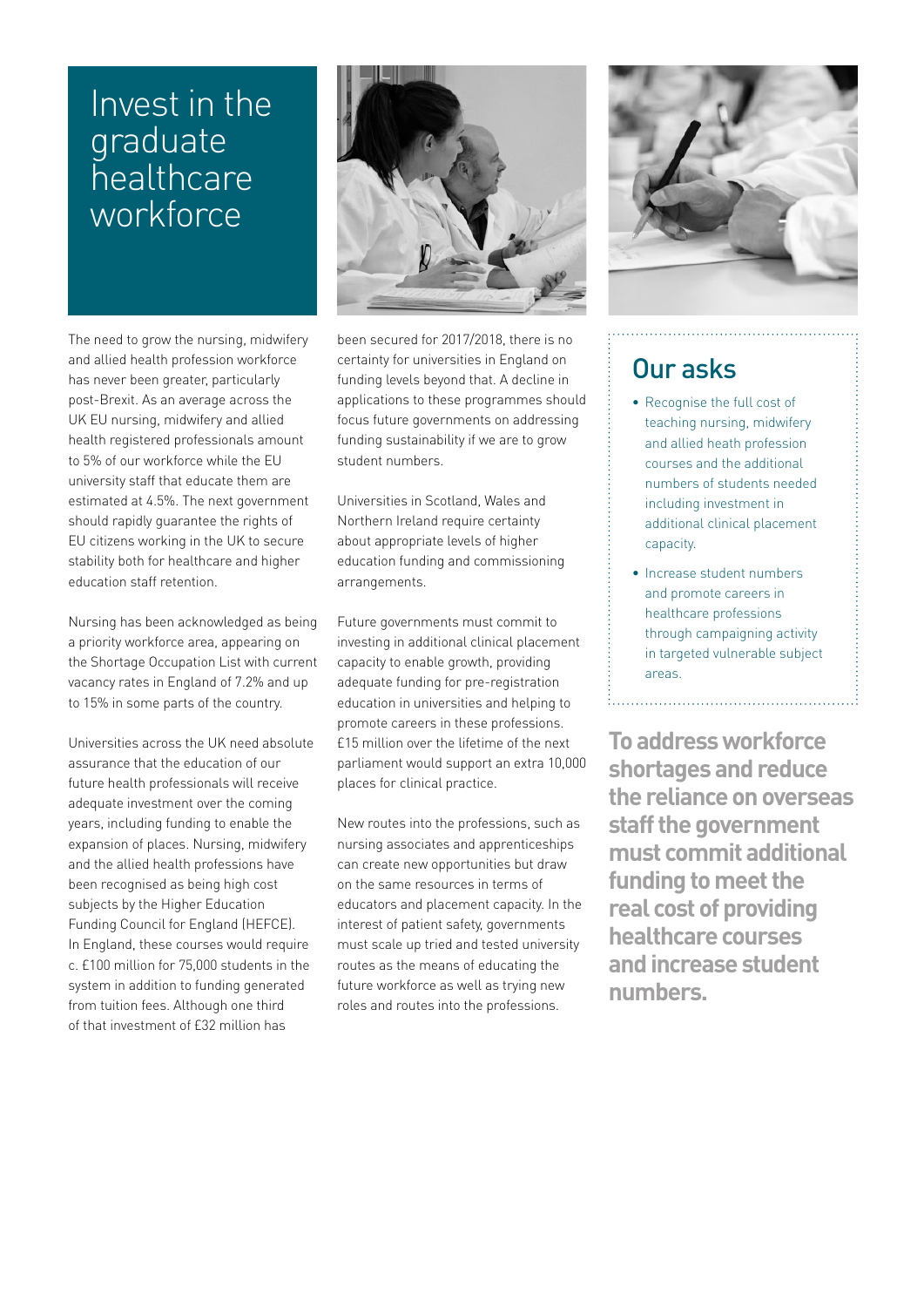# Invest in the graduate healthcare workforce

The need to grow the nursing, midwifery and allied health profession workforce has never been greater, particularly post-Brexit. As an average across the UK EU nursing, midwifery and allied health registered professionals amount to 5% of our workforce while the EU university staff that educate them are estimated at 4.5%. The next government should rapidly guarantee the rights of EU citizens working in the UK to secure stability both for healthcare and higher education staff retention.

Nursing has been acknowledged as being a priority workforce area, appearing on the Shortage Occupation List with current vacancy rates in England of 7.2% and up to 15% in some parts of the country.

Universities across the UK need absolute assurance that the education of our future health professionals will receive adequate investment over the coming years, including funding to enable the expansion of places. Nursing, midwifery and the allied health professions have been recognised as being high cost subjects by the Higher Education Funding Council for England (HEFCE). In England, these courses would require c. £100 million for 75,000 students in the system in addition to funding generated from tuition fees. Although one third of that investment of £32 million has been secured for 2017/2018, there is no certainty for universities in England on funding levels beyond that. A decline in applications to these programmes should focus future governments on addressing funding sustainability if we are to grow student numbers.

Universities in Scotland, Wales and Northern Ireland require certainty about appropriate levels of higher education funding and commissioning arrangements.

Future governments must commit to investing in additional clinical placement capacity to enable growth, providing adequate funding for pre-registration education in universities and helping to promote careers in these professions. £15 million over the lifetime of the next parliament would support an extra 10,000 places for clinical practice.

New routes into the professions, such as nursing associates and apprenticeships can create new opportunities but draw on the same resources in terms of educators and placement capacity. In the interest of patient safety, governments must scale up tried and tested university routes as the means of educating the future workforce as well as trying new roles and routes into the professions.

## Our asks

- Recognise the full cost of teaching nursing, midwifery and allied heath profession courses and the additional numbers of students needed including investment in additional clinical placement capacity.
- Increase student numbers and promote careers in healthcare professions through campaigning activity in targeted vulnerable subject areas.

**To address workforce shortages and reduce the reliance on overseas staff the government must commit additional funding to meet the real cost of providing healthcare courses and increase student numbers.**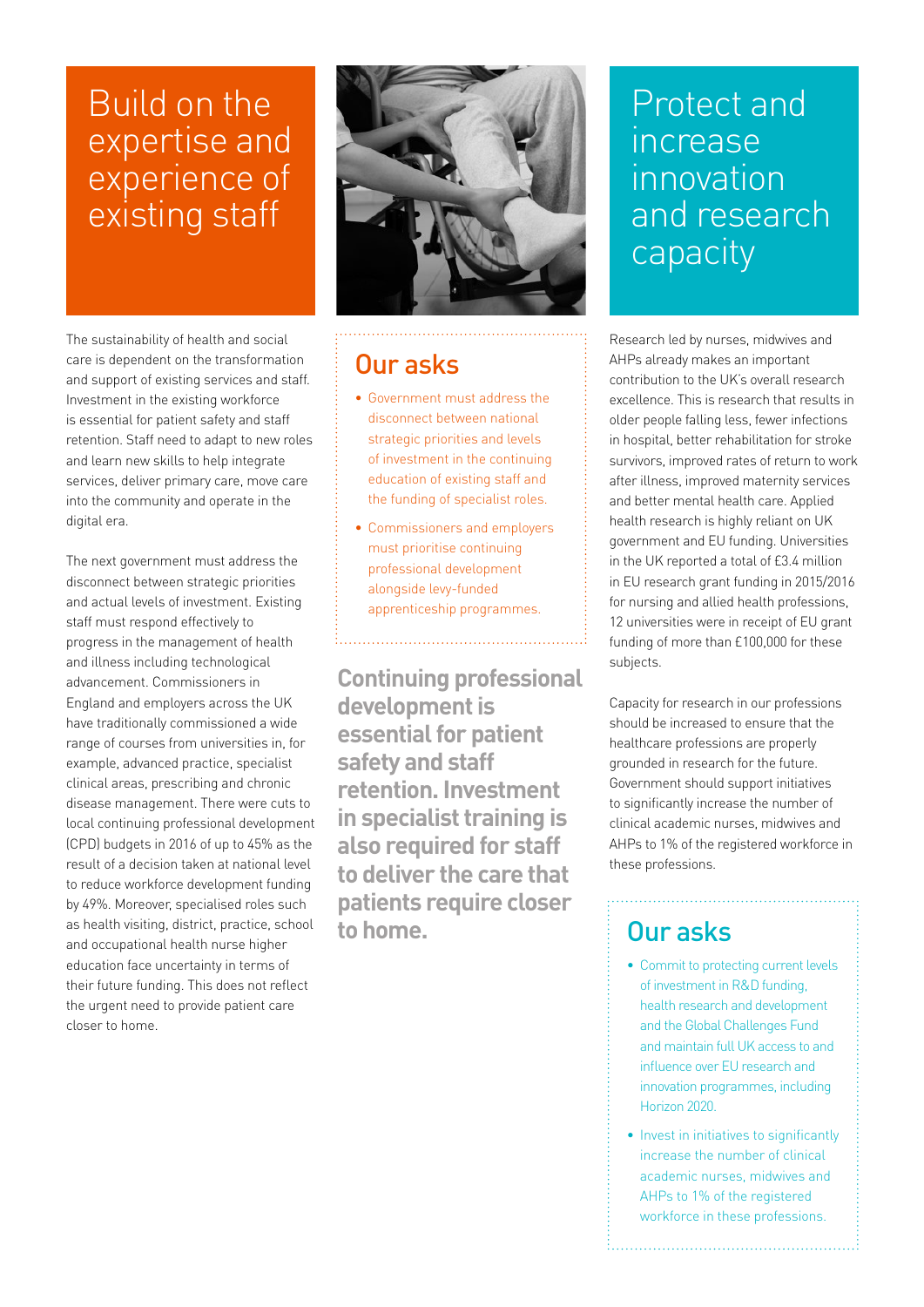# Build on the expertise and experience of existing staff

The sustainability of health and social care is dependent on the transformation and support of existing services and staff. Investment in the existing workforce is essential for patient safety and staff retention. Staff need to adapt to new roles and learn new skills to help integrate services, deliver primary care, move care into the community and operate in the digital era.

The next government must address the disconnect between strategic priorities and actual levels of investment. Existing staff must respond effectively to progress in the management of health and illness including technological advancement. Commissioners in England and employers across the UK have traditionally commissioned a wide range of courses from universities in, for example, advanced practice, specialist clinical areas, prescribing and chronic disease management. There were cuts to local continuing professional development (CPD) budgets in 2016 of up to 45% as the result of a decision taken at national level to reduce workforce development funding by 49%. Moreover, specialised roles such as health visiting, district, practice, school and occupational health nurse higher education face uncertainty in terms of their future funding. This does not reflect the urgent need to provide patient care closer to home.

## Our asks

- Government must address the disconnect between national strategic priorities and levels of investment in the continuing education of existing staff and the funding of specialist roles.
- Commissioners and employers must prioritise continuing professional development alongside levy-funded apprenticeship programmes.

**Continuing professional development is essential for patient safety and staff retention. Investment in specialist training is also required for staff to deliver the care that patients require closer to home.**

# Protect and increase innovation and research capacity

Research led by nurses, midwives and AHPs already makes an important contribution to the UK's overall research excellence. This is research that results in older people falling less, fewer infections in hospital, better rehabilitation for stroke survivors, improved rates of return to work after illness, improved maternity services and better mental health care. Applied health research is highly reliant on UK government and EU funding. Universities in the UK reported a total of £3.4 million in EU research grant funding in 2015/2016 for nursing and allied health professions, 12 universities were in receipt of EU grant funding of more than £100,000 for these subjects.

Capacity for research in our professions should be increased to ensure that the healthcare professions are properly grounded in research for the future. Government should support initiatives to significantly increase the number of clinical academic nurses, midwives and AHPs to 1% of the registered workforce in these professions.

## Our asks

- Commit to protecting current levels of investment in R&D funding, health research and development and the Global Challenges Fund and maintain full UK access to and influence over EU research and innovation programmes, including Horizon 2020.
- Invest in initiatives to significantly increase the number of clinical academic nurses, midwives and AHPs to 1% of the registered workforce in these professions.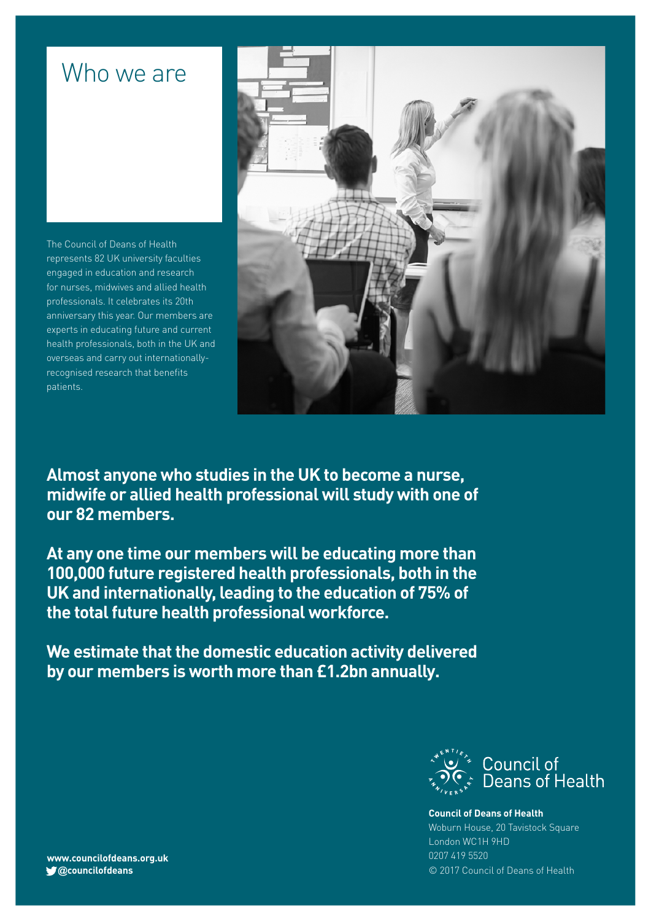# Who we are

The Council of Deans of Health represents 82 UK university faculties engaged in education and research for nurses, midwives and allied health professionals. It celebrates its 20th anniversary this year. Our members are experts in educating future and current health professionals, both in the UK and overseas and carry out internationally-recognised research that benefits patients.

**Almost anyone who studies in the UK to become a nurse, midwife or allied health professional will study with one of our 82 members.**

**At any one time our members will be educating more than 100,000 future registered health professionals, both in the UK and internationally, leading to the education of 75% of the total future health professional workforce.**

**We estimate that the domestic education activity delivered by our members is worth more than £1.2bn annually.**

Council of Deans of Health

**Council of Deans of Health**
Woburn House, 20 Tavistock Square
London WC1H 9HD
0207 419 5520
© 2017 Council of Deans of Health

**www.councilofdeans.org.uk**
**@councilofdeans**